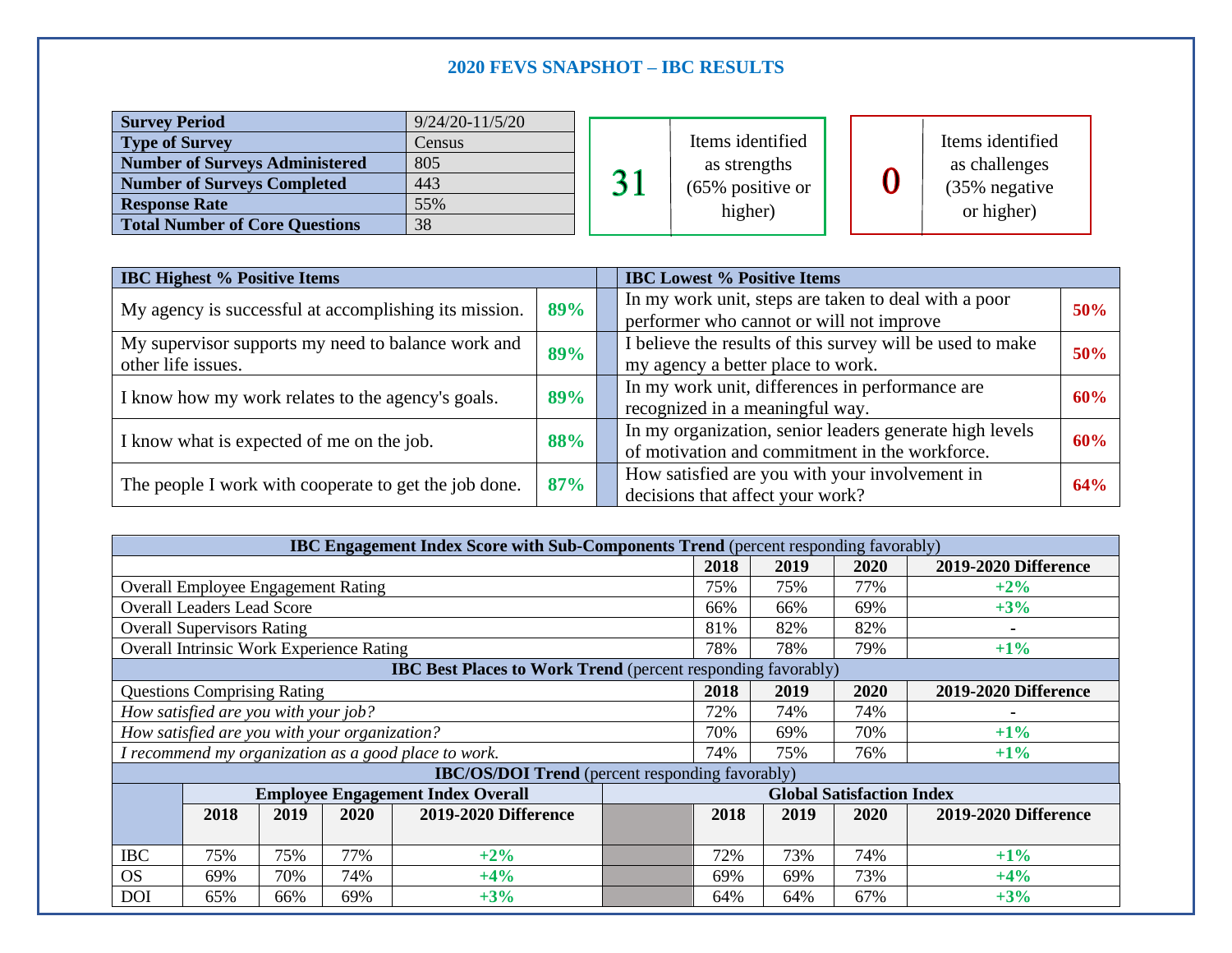# 2020 FEVS SNAPSHOT – IBC RESULTS

| | |
|---|---|
| **Survey Period** | 9/24/20-11/5/20 |
| **Type of Survey** | Census |
| **Number of Surveys Administered** | 805 |
| **Number of Surveys Completed** | 443 |
| **Response Rate** | 55% |
| **Total Number of Core Questions** | 38 |

| | |
|---|---|
| 31 | Items identified as strengths (65% positive or higher) |

| | |
|---|---|
| 0 | Items identified as challenges (35% negative or higher) |

| IBC Highest % Positive Items | |
|---|---|
| My agency is successful at accomplishing its mission. | **89%** |
| My supervisor supports my need to balance work and other life issues. | **89%** |
| I know how my work relates to the agency's goals. | **89%** |
| I know what is expected of me on the job. | **88%** |
| The people I work with cooperate to get the job done. | **87%** |

| IBC Lowest % Positive Items | |
|---|---|
| In my work unit, steps are taken to deal with a poor performer who cannot or will not improve | **50%** |
| I believe the results of this survey will be used to make my agency a better place to work. | **50%** |
| In my work unit, differences in performance are recognized in a meaningful way. | **60%** |
| In my organization, senior leaders generate high levels of motivation and commitment in the workforce. | **60%** |
| How satisfied are you with your involvement in decisions that affect your work? | **64%** |

| **IBC Engagement Index Score with Sub-Components Trend** (percent responding favorably) | | | | |
|---|---|---|---|---|
| | **2018** | **2019** | **2020** | **2019-2020 Difference** |
| Overall Employee Engagement Rating | 75% | 75% | 77% | **+2%** |
| Overall Leaders Lead Score | 66% | 66% | 69% | **+3%** |
| Overall Supervisors Rating | 81% | 82% | 82% | - |
| Overall Intrinsic Work Experience Rating | 78% | 78% | 79% | **+1%** |
| **IBC Best Places to Work Trend** (percent responding favorably) | | | | |
| Questions Comprising Rating | **2018** | **2019** | **2020** | **2019-2020 Difference** |
| *How satisfied are you with your job?* | 72% | 74% | 74% | - |
| *How satisfied are you with your organization?* | 70% | 69% | 70% | **+1%** |
| *I recommend my organization as a good place to work.* | 74% | 75% | 76% | **+1%** |

| **IBC/OS/DOI Trend** (percent responding favorably) | | | | | | | | | |
|---|---|---|---|---|---|---|---|---|---|
| | **Employee Engagement Index Overall** | | | | | **Global Satisfaction Index** | | | |
| | **2018** | **2019** | **2020** | **2019-2020 Difference** | | **2018** | **2019** | **2020** | **2019-2020 Difference** |
| IBC | 75% | 75% | 77% | **+2%** | | 72% | 73% | 74% | **+1%** |
| OS | 69% | 70% | 74% | **+4%** | | 69% | 69% | 73% | **+4%** |
| DOI | 65% | 66% | 69% | **+3%** | | 64% | 64% | 67% | **+3%** |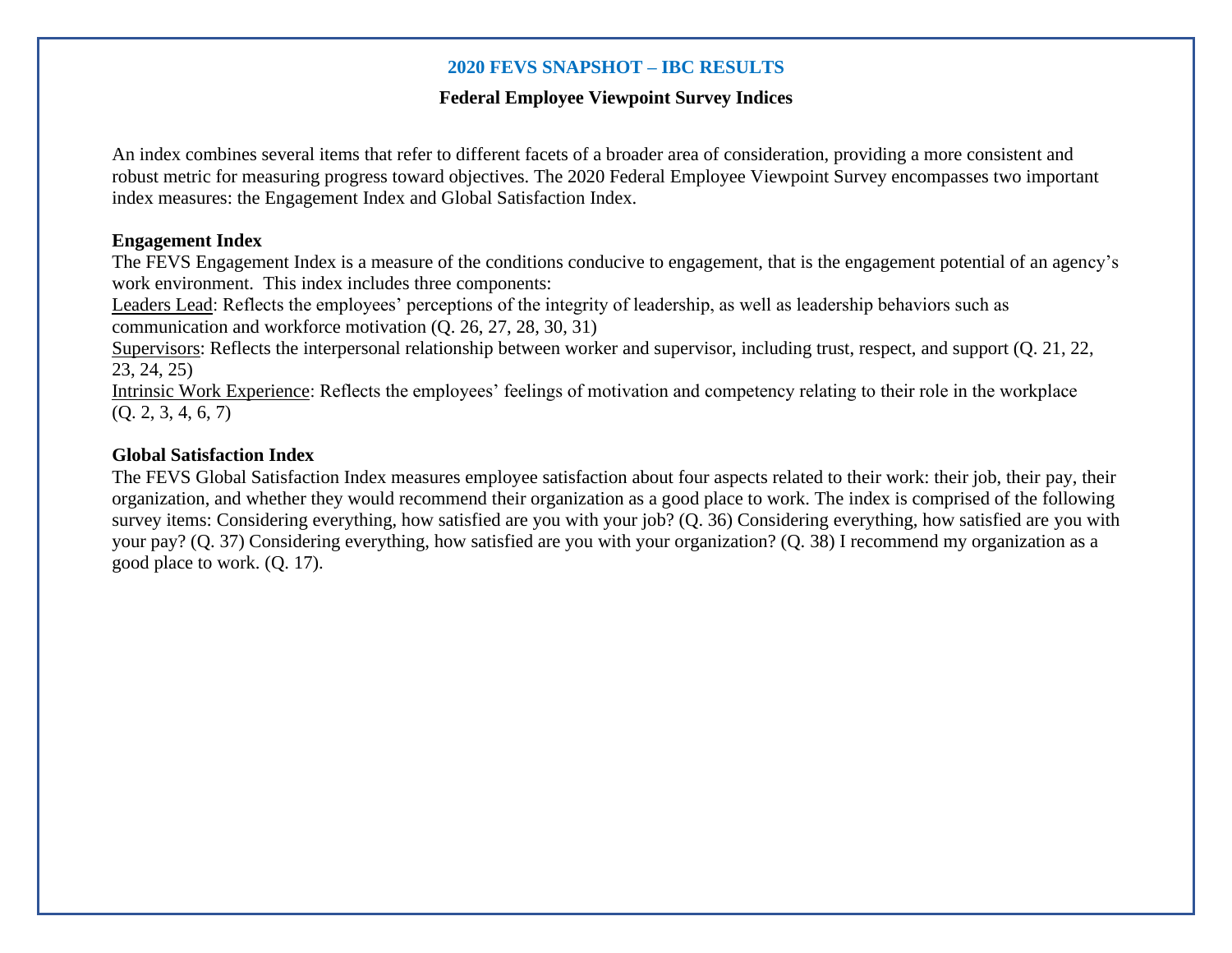## 2020 FEVS SNAPSHOT – IBC RESULTS

### Federal Employee Viewpoint Survey Indices

An index combines several items that refer to different facets of a broader area of consideration, providing a more consistent and robust metric for measuring progress toward objectives. The 2020 Federal Employee Viewpoint Survey encompasses two important index measures: the Engagement Index and Global Satisfaction Index.

**Engagement Index**

The FEVS Engagement Index is a measure of the conditions conducive to engagement, that is the engagement potential of an agency's work environment. This index includes three components:

Leaders Lead: Reflects the employees' perceptions of the integrity of leadership, as well as leadership behaviors such as communication and workforce motivation (Q. 26, 27, 28, 30, 31)

Supervisors: Reflects the interpersonal relationship between worker and supervisor, including trust, respect, and support (Q. 21, 22, 23, 24, 25)

Intrinsic Work Experience: Reflects the employees' feelings of motivation and competency relating to their role in the workplace (Q. 2, 3, 4, 6, 7)

**Global Satisfaction Index**

The FEVS Global Satisfaction Index measures employee satisfaction about four aspects related to their work: their job, their pay, their organization, and whether they would recommend their organization as a good place to work. The index is comprised of the following survey items: Considering everything, how satisfied are you with your job? (Q. 36) Considering everything, how satisfied are you with your pay? (Q. 37) Considering everything, how satisfied are you with your organization? (Q. 38) I recommend my organization as a good place to work. (Q. 17).